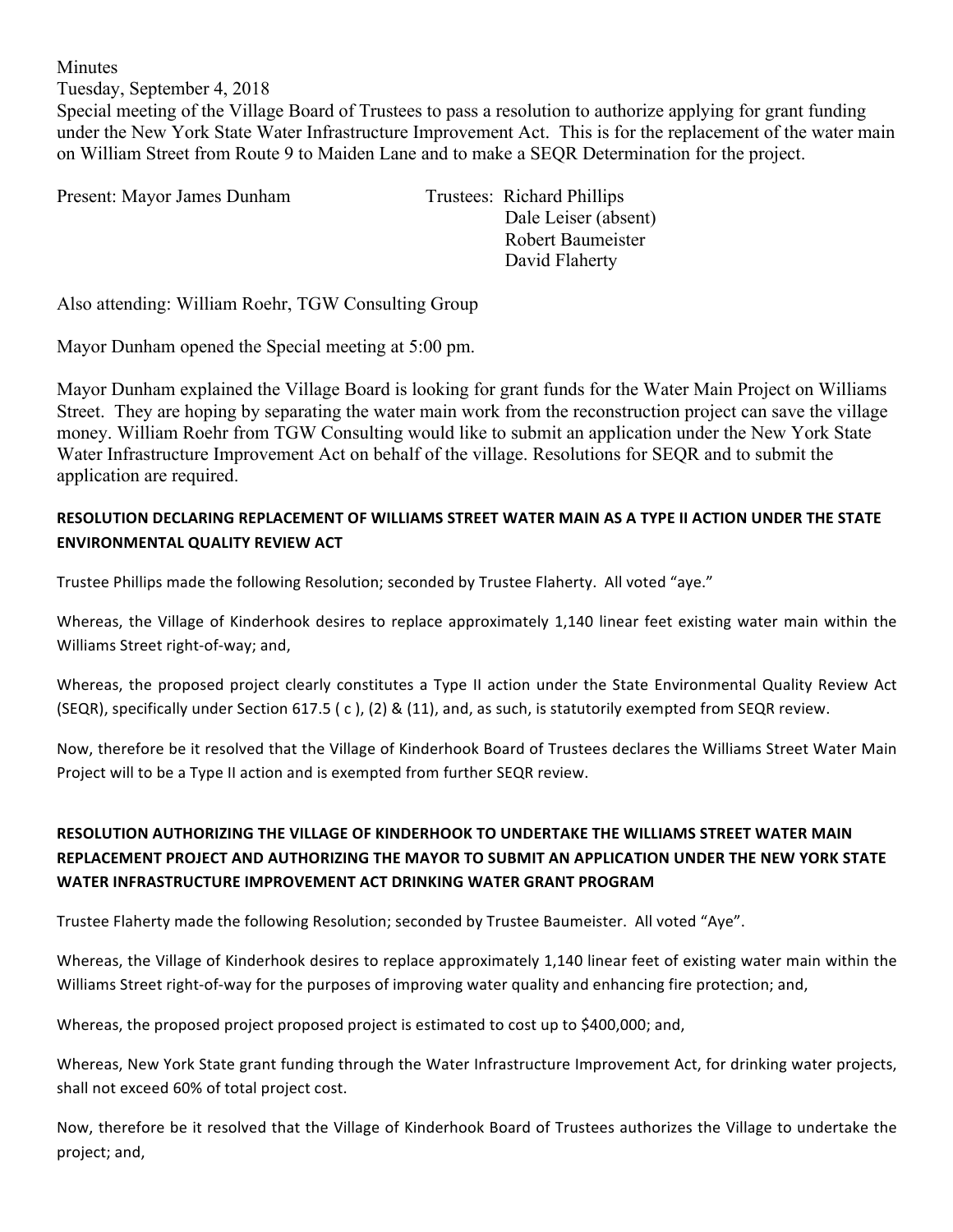Minutes

Tuesday, September 4, 2018

Special meeting of the Village Board of Trustees to pass a resolution to authorize applying for grant funding under the New York State Water Infrastructure Improvement Act. This is for the replacement of the water main on William Street from Route 9 to Maiden Lane and to make a SEQR Determination for the project.

Present: Mayor James Dunham

Trustees: Richard Phillips
Dale Leiser (absent)
Robert Baumeister
David Flaherty

Also attending: William Roehr, TGW Consulting Group

Mayor Dunham opened the Special meeting at 5:00 pm.

Mayor Dunham explained the Village Board is looking for grant funds for the Water Main Project on Williams Street. They are hoping by separating the water main work from the reconstruction project can save the village money. William Roehr from TGW Consulting would like to submit an application under the New York State Water Infrastructure Improvement Act on behalf of the village. Resolutions for SEQR and to submit the application are required.

**RESOLUTION DECLARING REPLACEMENT OF WILLIAMS STREET WATER MAIN AS A TYPE II ACTION UNDER THE STATE ENVIRONMENTAL QUALITY REVIEW ACT**

Trustee Phillips made the following Resolution; seconded by Trustee Flaherty. All voted "aye."

Whereas, the Village of Kinderhook desires to replace approximately 1,140 linear feet existing water main within the Williams Street right-of-way; and,

Whereas, the proposed project clearly constitutes a Type II action under the State Environmental Quality Review Act (SEQR), specifically under Section 617.5 ( c ), (2) & (11), and, as such, is statutorily exempted from SEQR review.

Now, therefore be it resolved that the Village of Kinderhook Board of Trustees declares the Williams Street Water Main Project will to be a Type II action and is exempted from further SEQR review.

**RESOLUTION AUTHORIZING THE VILLAGE OF KINDERHOOK TO UNDERTAKE THE WILLIAMS STREET WATER MAIN REPLACEMENT PROJECT AND AUTHORIZING THE MAYOR TO SUBMIT AN APPLICATION UNDER THE NEW YORK STATE WATER INFRASTRUCTURE IMPROVEMENT ACT DRINKING WATER GRANT PROGRAM**

Trustee Flaherty made the following Resolution; seconded by Trustee Baumeister. All voted "Aye".

Whereas, the Village of Kinderhook desires to replace approximately 1,140 linear feet of existing water main within the Williams Street right-of-way for the purposes of improving water quality and enhancing fire protection; and,

Whereas, the proposed project proposed project is estimated to cost up to $400,000; and,

Whereas, New York State grant funding through the Water Infrastructure Improvement Act, for drinking water projects, shall not exceed 60% of total project cost.

Now, therefore be it resolved that the Village of Kinderhook Board of Trustees authorizes the Village to undertake the project; and,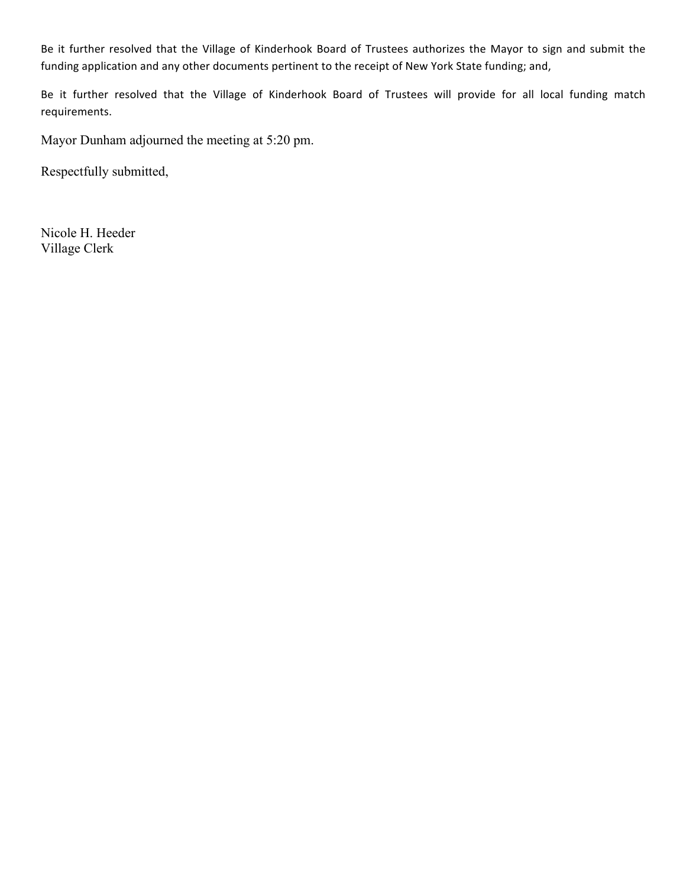Be it further resolved that the Village of Kinderhook Board of Trustees authorizes the Mayor to sign and submit the funding application and any other documents pertinent to the receipt of New York State funding; and,

Be it further resolved that the Village of Kinderhook Board of Trustees will provide for all local funding match requirements.

Mayor Dunham adjourned the meeting at 5:20 pm.

Respectfully submitted,

Nicole H. Heeder
Village Clerk